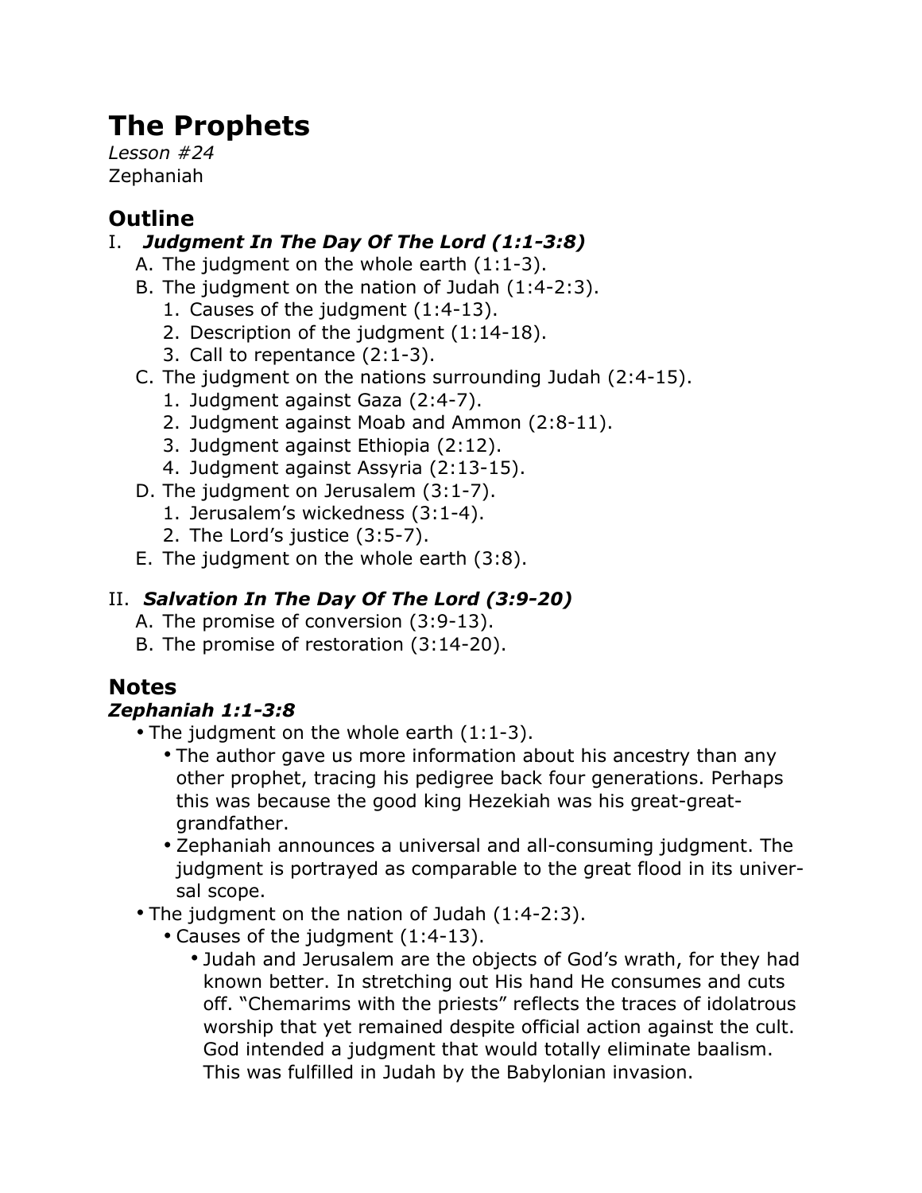# The Prophets

*Lesson #24*
Zephaniah

## Outline

I. ***Judgment In The Day Of The Lord (1:1-3:8)***
   A. The judgment on the whole earth (1:1-3).
   B. The judgment on the nation of Judah (1:4-2:3).
      1. Causes of the judgment (1:4-13).
      2. Description of the judgment (1:14-18).
      3. Call to repentance (2:1-3).
   C. The judgment on the nations surrounding Judah (2:4-15).
      1. Judgment against Gaza (2:4-7).
      2. Judgment against Moab and Ammon (2:8-11).
      3. Judgment against Ethiopia (2:12).
      4. Judgment against Assyria (2:13-15).
   D. The judgment on Jerusalem (3:1-7).
      1. Jerusalem's wickedness (3:1-4).
      2. The Lord's justice (3:5-7).
   E. The judgment on the whole earth (3:8).

II. ***Salvation In The Day Of The Lord (3:9-20)***
   A. The promise of conversion (3:9-13).
   B. The promise of restoration (3:14-20).

## Notes

### *Zephaniah 1:1-3:8*

- The judgment on the whole earth (1:1-3).
  - The author gave us more information about his ancestry than any other prophet, tracing his pedigree back four generations. Perhaps this was because the good king Hezekiah was his great-great-grandfather.
  - Zephaniah announces a universal and all-consuming judgment. The judgment is portrayed as comparable to the great flood in its universal scope.
- The judgment on the nation of Judah (1:4-2:3).
  - Causes of the judgment (1:4-13).
    - Judah and Jerusalem are the objects of God's wrath, for they had known better. In stretching out His hand He consumes and cuts off. "Chemarims with the priests" reflects the traces of idolatrous worship that yet remained despite official action against the cult. God intended a judgment that would totally eliminate baalism. This was fulfilled in Judah by the Babylonian invasion.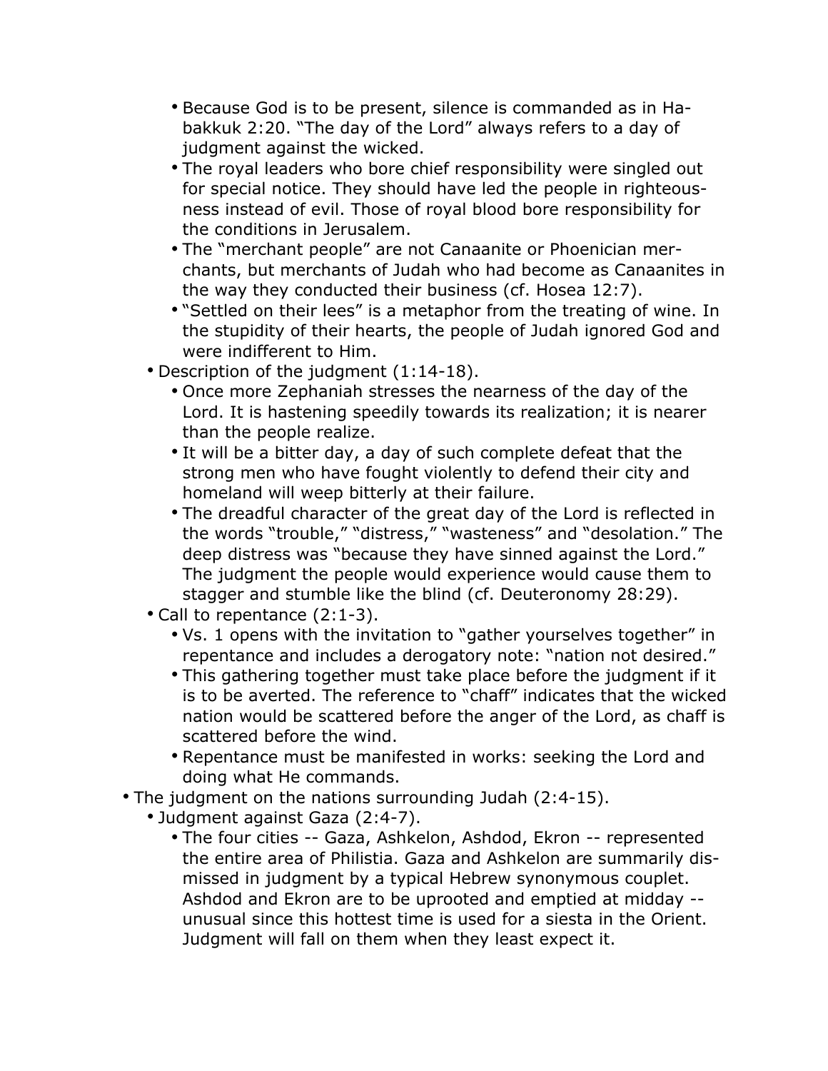- Because God is to be present, silence is commanded as in Habakkuk 2:20. "The day of the Lord" always refers to a day of judgment against the wicked.
    - The royal leaders who bore chief responsibility were singled out for special notice. They should have led the people in righteousness instead of evil. Those of royal blood bore responsibility for the conditions in Jerusalem.
    - The "merchant people" are not Canaanite or Phoenician merchants, but merchants of Judah who had become as Canaanites in the way they conducted their business (cf. Hosea 12:7).
    - "Settled on their lees" is a metaphor from the treating of wine. In the stupidity of their hearts, the people of Judah ignored God and were indifferent to Him.
  - Description of the judgment (1:14-18).
    - Once more Zephaniah stresses the nearness of the day of the Lord. It is hastening speedily towards its realization; it is nearer than the people realize.
    - It will be a bitter day, a day of such complete defeat that the strong men who have fought violently to defend their city and homeland will weep bitterly at their failure.
    - The dreadful character of the great day of the Lord is reflected in the words "trouble," "distress," "wasteness" and "desolation." The deep distress was "because they have sinned against the Lord." The judgment the people would experience would cause them to stagger and stumble like the blind (cf. Deuteronomy 28:29).
  - Call to repentance (2:1-3).
    - Vs. 1 opens with the invitation to "gather yourselves together" in repentance and includes a derogatory note: "nation not desired."
    - This gathering together must take place before the judgment if it is to be averted. The reference to "chaff" indicates that the wicked nation would be scattered before the anger of the Lord, as chaff is scattered before the wind.
    - Repentance must be manifested in works: seeking the Lord and doing what He commands.
- The judgment on the nations surrounding Judah (2:4-15).
  - Judgment against Gaza (2:4-7).
    - The four cities -- Gaza, Ashkelon, Ashdod, Ekron -- represented the entire area of Philistia. Gaza and Ashkelon are summarily dismissed in judgment by a typical Hebrew synonymous couplet. Ashdod and Ekron are to be uprooted and emptied at midday -- unusual since this hottest time is used for a siesta in the Orient. Judgment will fall on them when they least expect it.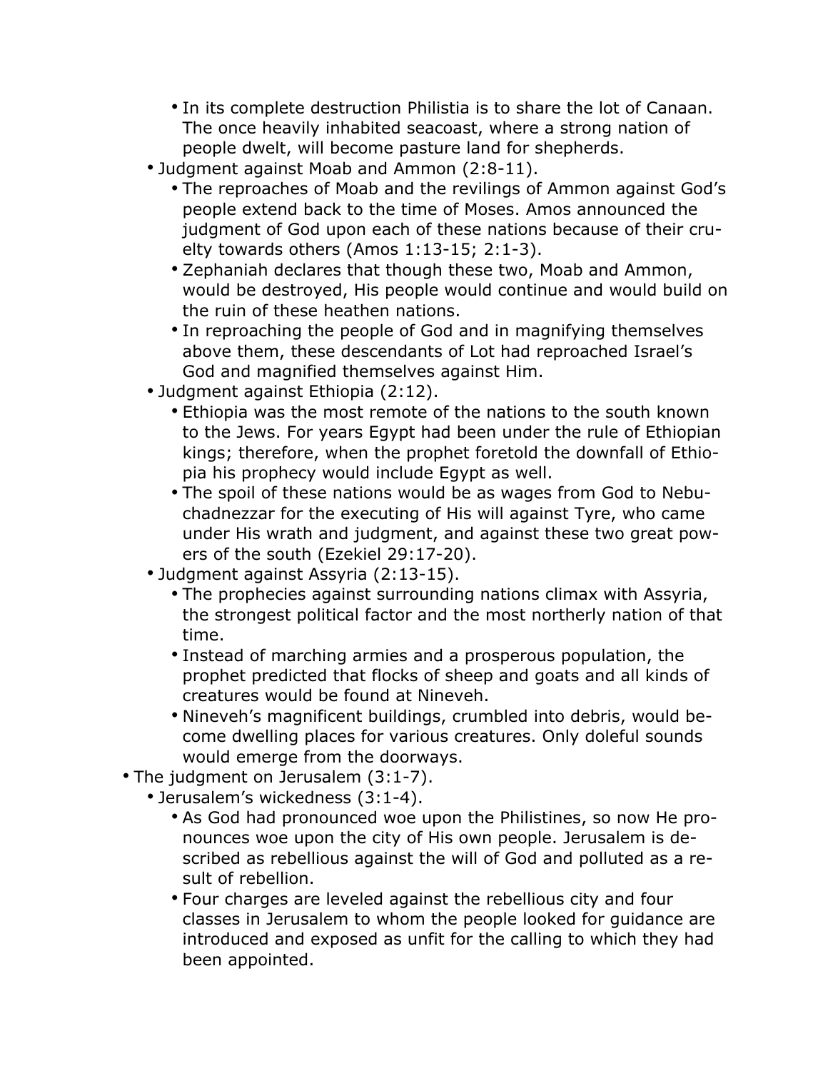- In its complete destruction Philistia is to share the lot of Canaan. The once heavily inhabited seacoast, where a strong nation of people dwelt, will become pasture land for shepherds.
    - Judgment against Moab and Ammon (2:8-11).
        - The reproaches of Moab and the revilings of Ammon against God's people extend back to the time of Moses. Amos announced the judgment of God upon each of these nations because of their cruelty towards others (Amos 1:13-15; 2:1-3).
        - Zephaniah declares that though these two, Moab and Ammon, would be destroyed, His people would continue and would build on the ruin of these heathen nations.
        - In reproaching the people of God and in magnifying themselves above them, these descendants of Lot had reproached Israel's God and magnified themselves against Him.
    - Judgment against Ethiopia (2:12).
        - Ethiopia was the most remote of the nations to the south known to the Jews. For years Egypt had been under the rule of Ethiopian kings; therefore, when the prophet foretold the downfall of Ethiopia his prophecy would include Egypt as well.
        - The spoil of these nations would be as wages from God to Nebuchadnezzar for the executing of His will against Tyre, who came under His wrath and judgment, and against these two great powers of the south (Ezekiel 29:17-20).
    - Judgment against Assyria (2:13-15).
        - The prophecies against surrounding nations climax with Assyria, the strongest political factor and the most northerly nation of that time.
        - Instead of marching armies and a prosperous population, the prophet predicted that flocks of sheep and goats and all kinds of creatures would be found at Nineveh.
        - Nineveh's magnificent buildings, crumbled into debris, would become dwelling places for various creatures. Only doleful sounds would emerge from the doorways.
- The judgment on Jerusalem (3:1-7).
    - Jerusalem's wickedness (3:1-4).
        - As God had pronounced woe upon the Philistines, so now He pronounces woe upon the city of His own people. Jerusalem is described as rebellious against the will of God and polluted as a result of rebellion.
        - Four charges are leveled against the rebellious city and four classes in Jerusalem to whom the people looked for guidance are introduced and exposed as unfit for the calling to which they had been appointed.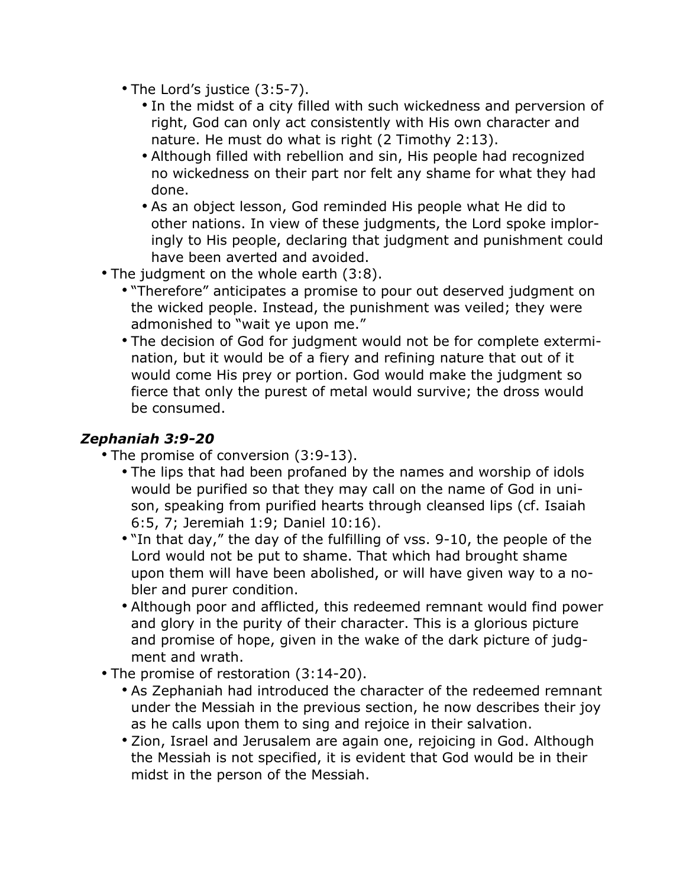- The Lord's justice (3:5-7).
    - In the midst of a city filled with such wickedness and perversion of right, God can only act consistently with His own character and nature. He must do what is right (2 Timothy 2:13).
    - Although filled with rebellion and sin, His people had recognized no wickedness on their part nor felt any shame for what they had done.
    - As an object lesson, God reminded His people what He did to other nations. In view of these judgments, the Lord spoke imploringly to His people, declaring that judgment and punishment could have been averted and avoided.
- The judgment on the whole earth (3:8).
    - "Therefore" anticipates a promise to pour out deserved judgment on the wicked people. Instead, the punishment was veiled; they were admonished to "wait ye upon me."
    - The decision of God for judgment would not be for complete extermination, but it would be of a fiery and refining nature that out of it would come His prey or portion. God would make the judgment so fierce that only the purest of metal would survive; the dross would be consumed.

### *Zephaniah 3:9-20*

- The promise of conversion (3:9-13).
    - The lips that had been profaned by the names and worship of idols would be purified so that they may call on the name of God in unison, speaking from purified hearts through cleansed lips (cf. Isaiah 6:5, 7; Jeremiah 1:9; Daniel 10:16).
    - "In that day," the day of the fulfilling of vss. 9-10, the people of the Lord would not be put to shame. That which had brought shame upon them will have been abolished, or will have given way to a nobler and purer condition.
    - Although poor and afflicted, this redeemed remnant would find power and glory in the purity of their character. This is a glorious picture and promise of hope, given in the wake of the dark picture of judgment and wrath.
- The promise of restoration (3:14-20).
    - As Zephaniah had introduced the character of the redeemed remnant under the Messiah in the previous section, he now describes their joy as he calls upon them to sing and rejoice in their salvation.
    - Zion, Israel and Jerusalem are again one, rejoicing in God. Although the Messiah is not specified, it is evident that God would be in their midst in the person of the Messiah.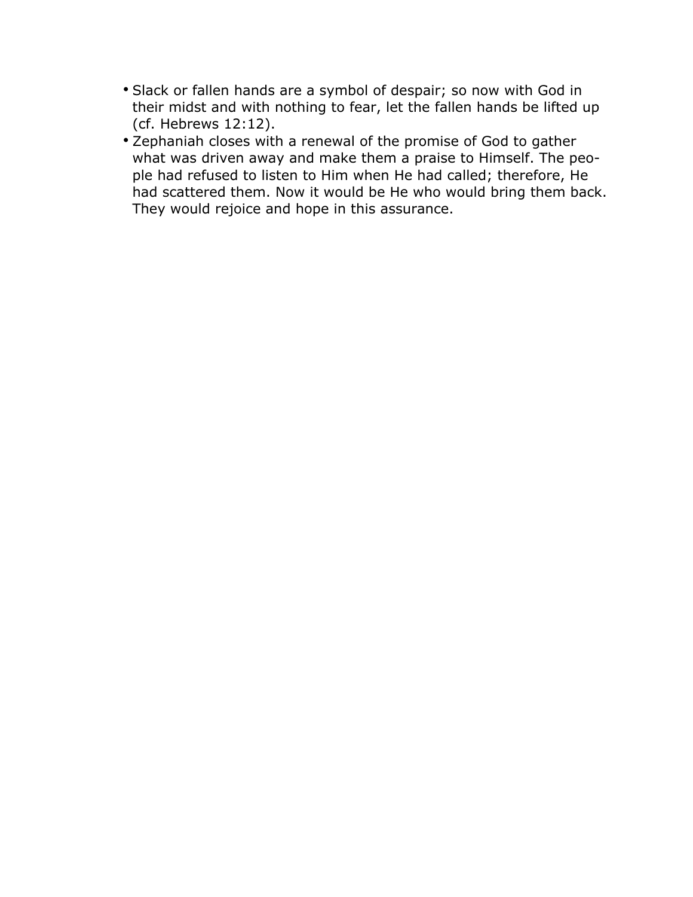- Slack or fallen hands are a symbol of despair; so now with God in their midst and with nothing to fear, let the fallen hands be lifted up (cf. Hebrews 12:12).
- Zephaniah closes with a renewal of the promise of God to gather what was driven away and make them a praise to Himself. The people had refused to listen to Him when He had called; therefore, He had scattered them. Now it would be He who would bring them back. They would rejoice and hope in this assurance.